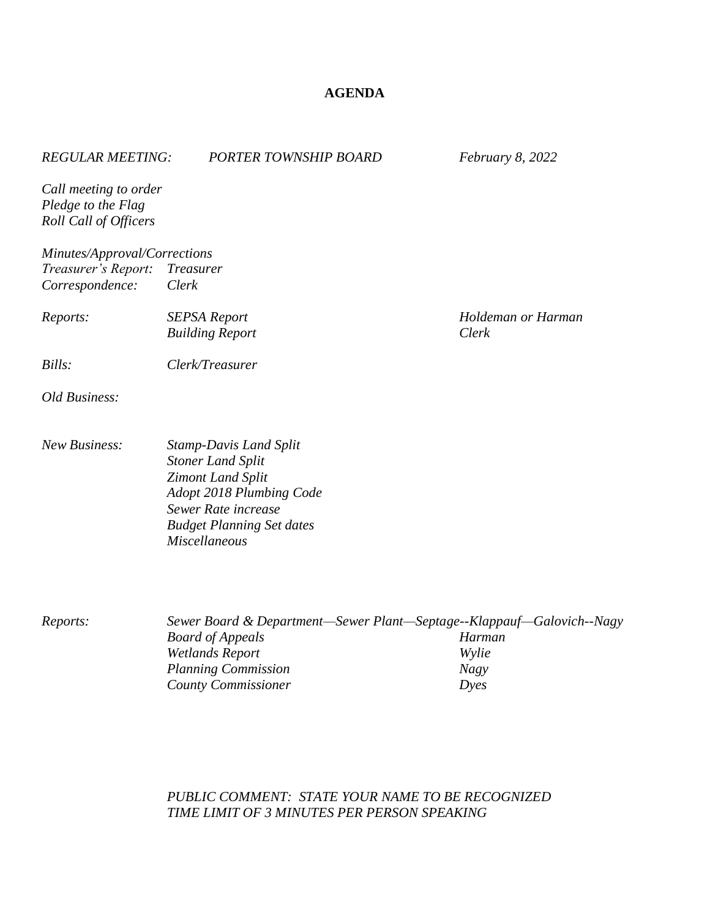# AGENDA

*REGULAR MEETING:* *PORTER TOWNSHIP BOARD* *February 8, 2022*

*Call meeting to order*
*Pledge to the Flag*
*Roll Call of Officers*

*Minutes/Approval/Corrections*
*Treasurer's Report:* *Treasurer*
*Correspondence:* *Clerk*

| | | |
|---|---|---|
| *Reports:* | *SEPSA Report* | *Holdeman or Harman* |
| | *Building Report* | *Clerk* |

*Bills:* *Clerk/Treasurer*

*Old Business:*

*New Business:*
- *Stamp-Davis Land Split*
- *Stoner Land Split*
- *Zimont Land Split*
- *Adopt 2018 Plumbing Code*
- *Sewer Rate increase*
- *Budget Planning Set dates*
- *Miscellaneous*

| | | |
|---|---|---|
| *Reports:* | *Sewer Board & Department—Sewer Plant—Septage--Klappauf—Galovich--Nagy* | |
| | *Board of Appeals* | *Harman* |
| | *Wetlands Report* | *Wylie* |
| | *Planning Commission* | *Nagy* |
| | *County Commissioner* | *Dyes* |

*PUBLIC COMMENT: STATE YOUR NAME TO BE RECOGNIZED*
*TIME LIMIT OF 3 MINUTES PER PERSON SPEAKING*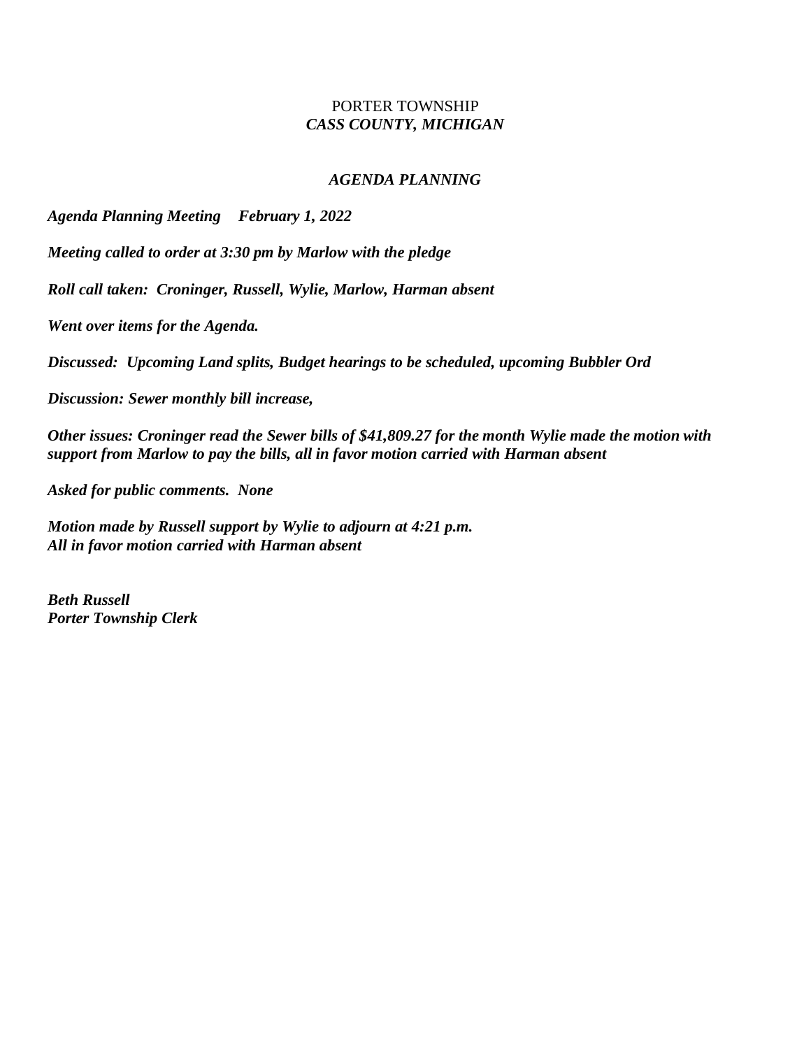PORTER TOWNSHIP
***CASS COUNTY, MICHIGAN***

***AGENDA PLANNING***

***Agenda Planning Meeting    February 1, 2022***

***Meeting called to order at 3:30 pm by Marlow with the pledge***

***Roll call taken:  Croninger, Russell, Wylie, Marlow, Harman absent***

***Went over items for the Agenda.***

***Discussed:  Upcoming Land splits, Budget hearings to be scheduled, upcoming Bubbler Ord***

***Discussion: Sewer monthly bill increase,***

***Other issues: Croninger read the Sewer bills of $41,809.27 for the month Wylie made the motion with support from Marlow to pay the bills, all in favor motion carried with Harman absent***

***Asked for public comments.  None***

***Motion made by Russell support by Wylie to adjourn at 4:21 p.m.***
***All in favor motion carried with Harman absent***

***Beth Russell***
***Porter Township Clerk***